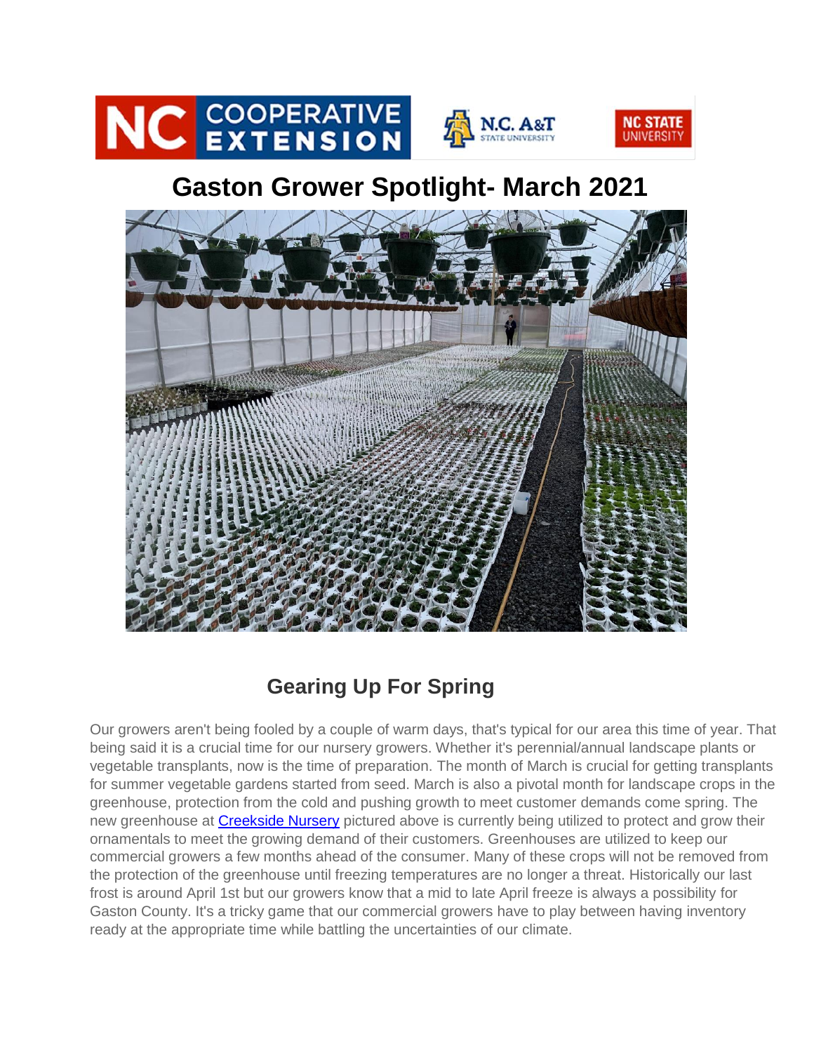# Gaston Grower Spotlight- March 2021

## Gearing Up For Spring

Our growers aren't being fooled by a couple of warm days, that's typical for our area this time of year. That being said it is a crucial time for our nursery growers. Whether it's perennial/annual landscape plants or vegetable transplants, now is the time of preparation. The month of March is crucial for getting transplants for summer vegetable gardens started from seed. March is also a pivotal month for landscape crops in the greenhouse, protection from the cold and pushing growth to meet customer demands come spring. The new greenhouse at [Creekside Nursery] pictured above is currently being utilized to protect and grow their ornamentals to meet the growing demand of their customers. Greenhouses are utilized to keep our commercial growers a few months ahead of the consumer. Many of these crops will not be removed from the protection of the greenhouse until freezing temperatures are no longer a threat. Historically our last frost is around April 1st but our growers know that a mid to late April freeze is always a possibility for Gaston County. It's a tricky game that our commercial growers have to play between having inventory ready at the appropriate time while battling the uncertainties of our climate.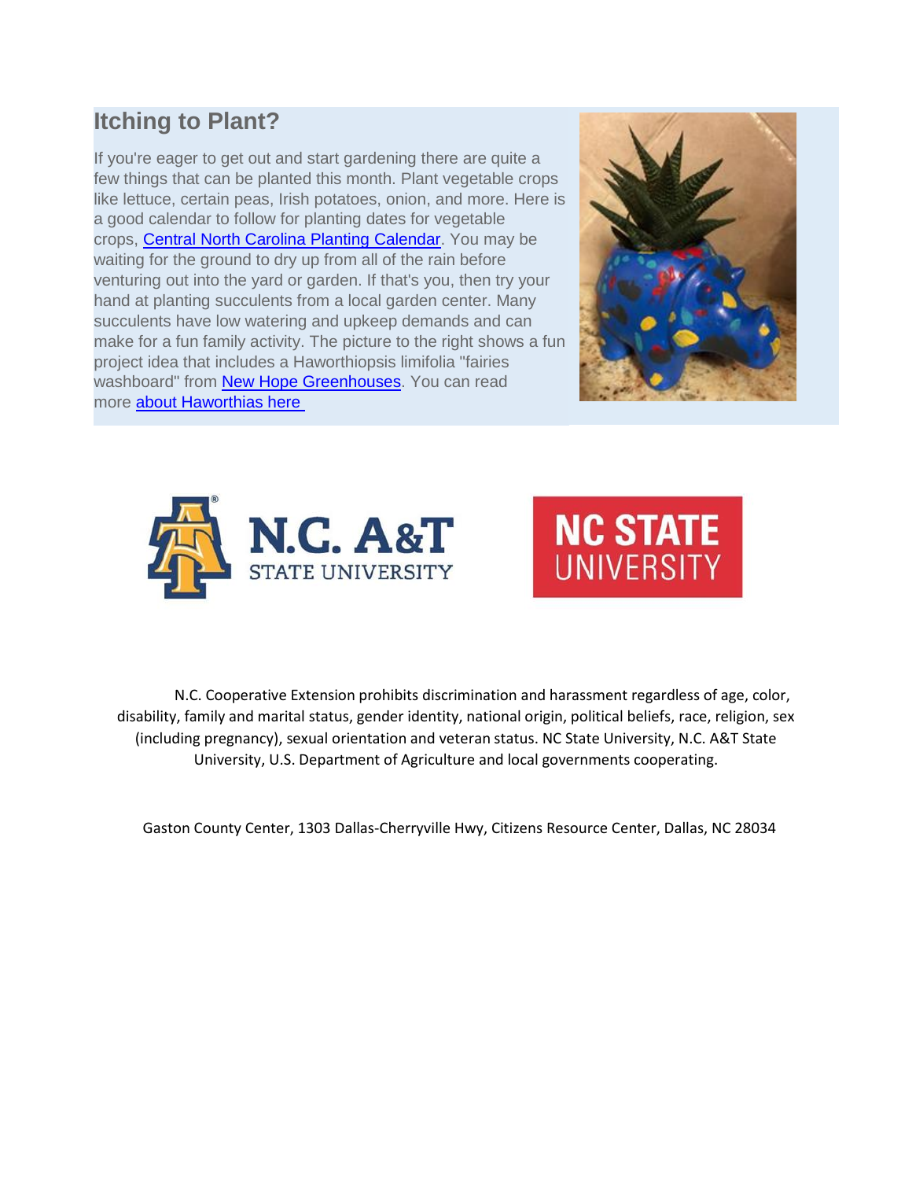## Itching to Plant?

If you're eager to get out and start gardening there are quite a few things that can be planted this month. Plant vegetable crops like lettuce, certain peas, Irish potatoes, onion, and more. Here is a good calendar to follow for planting dates for vegetable crops, Central North Carolina Planting Calendar. You may be waiting for the ground to dry up from all of the rain before venturing out into the yard or garden. If that's you, then try your hand at planting succulents from a local garden center. Many succulents have low watering and upkeep demands and can make for a fun family activity. The picture to the right shows a fun project idea that includes a Haworthiopsis limifolia "fairies washboard" from New Hope Greenhouses. You can read more about Haworthias here

N.C. A&T STATE UNIVERSITY

NC STATE UNIVERSITY

N.C. Cooperative Extension prohibits discrimination and harassment regardless of age, color, disability, family and marital status, gender identity, national origin, political beliefs, race, religion, sex (including pregnancy), sexual orientation and veteran status. NC State University, N.C. A&T State University, U.S. Department of Agriculture and local governments cooperating.

Gaston County Center, 1303 Dallas-Cherryville Hwy, Citizens Resource Center, Dallas, NC 28034